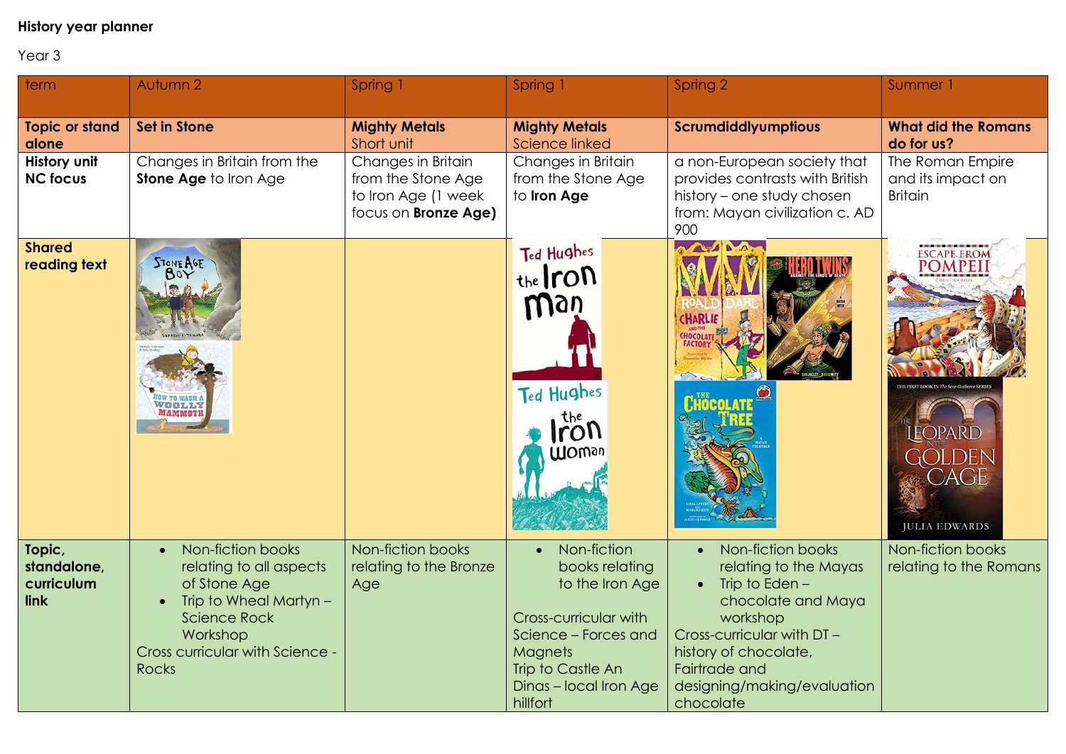**History year planner**

Year 3

| term | Autumn 2 | Spring 1 | Spring 1 | Spring 2 | Summer 1 |
|---|---|---|---|---|---|
| **Topic or stand alone** | **Set in Stone** | **Mighty Metals** Short unit | **Mighty Metals** Science linked | **Scrumdiddlyumptious** | **What did the Romans do for us?** |
| **History unit NC focus** | Changes in Britain from the **Stone Age** to Iron Age | Changes in Britain from the Stone Age to Iron Age (1 week focus on **Bronze Age)** | Changes in Britain from the Stone Age to **Iron Age** | a non-European society that provides contrasts with British history – one study chosen from: Mayan civilization c. AD 900 | The Roman Empire and its impact on Britain |
| **Shared reading text** | | | | | |
| **Topic, standalone, curriculum link** | • Non-fiction books relating to all aspects of Stone Age<br>• Trip to Wheal Martyn – Science Rock Workshop<br>Cross curricular with Science - Rocks | Non-fiction books relating to the Bronze Age | • Non-fiction books relating to the Iron Age<br><br>Cross-curricular with Science – Forces and Magnets<br>Trip to Castle An Dinas – local Iron Age hillfort | • Non-fiction books relating to the Mayas<br>• Trip to Eden – chocolate and Maya workshop<br>Cross-curricular with DT – history of chocolate, Fairtrade and designing/making/evaluation chocolate | Non-fiction books relating to the Romans |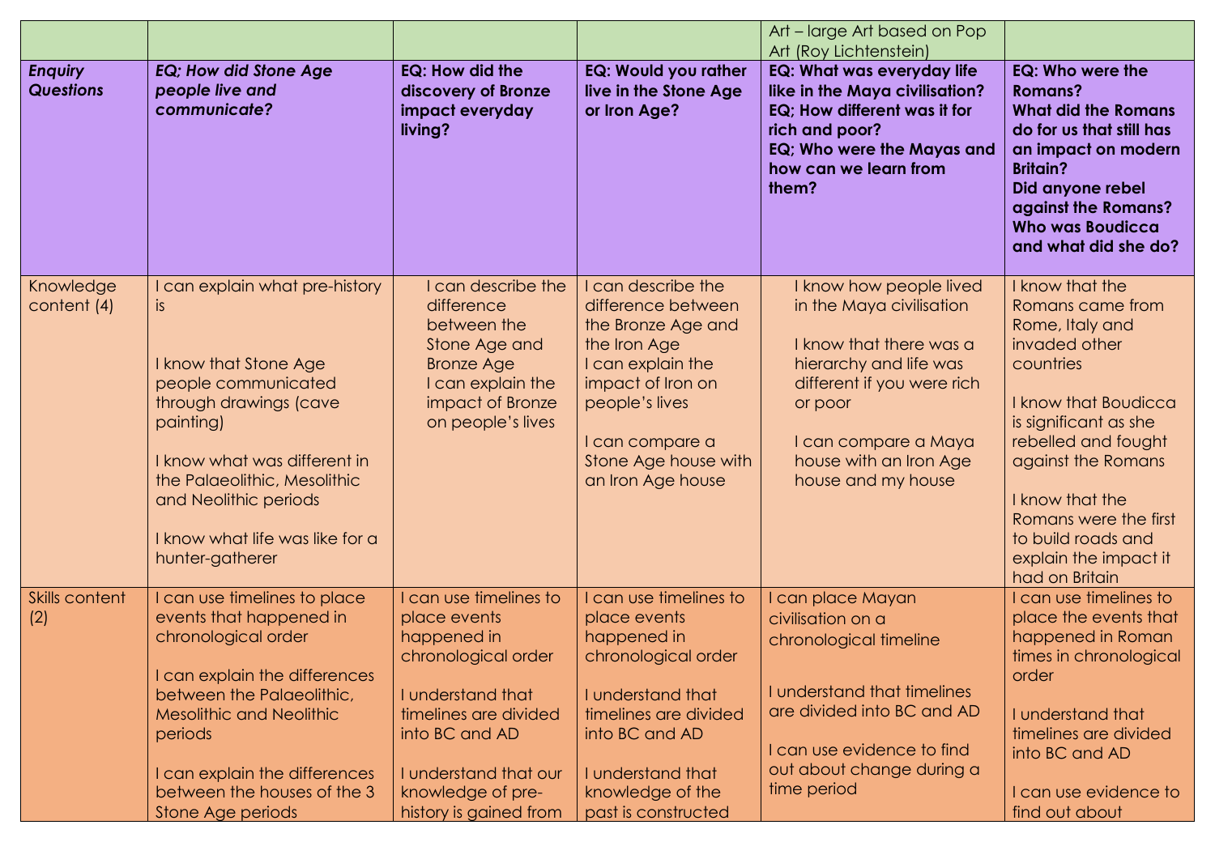| | | | | Art – large Art based on Pop Art (Roy Lichtenstein) | |
|---|---|---|---|---|---|
| ***Enquiry Questions*** | ***EQ; How did Stone Age people live and communicate?*** | **EQ: How did the discovery of Bronze impact everyday living?** | **EQ: Would you rather live in the Stone Age or Iron Age?** | **EQ: What was everyday life like in the Maya civilisation?**<br>**EQ; How different was it for rich and poor?**<br>**EQ; Who were the Mayas and how can we learn from them?** | **EQ: Who were the Romans?**<br>**What did the Romans do for us that still has an impact on modern Britain?**<br>**Did anyone rebel against the Romans?**<br>**Who was Boudicca and what did she do?** |
| Knowledge content (4) | I can explain what pre-history is<br><br>I know that Stone Age people communicated through drawings (cave painting)<br><br>I know what was different in the Palaeolithic, Mesolithic and Neolithic periods<br><br>I know what life was like for a hunter-gatherer | I can describe the difference between the Stone Age and Bronze Age<br>I can explain the impact of Bronze on people's lives | I can describe the difference between the Bronze Age and the Iron Age<br>I can explain the impact of Iron on people's lives<br><br>I can compare a Stone Age house with an Iron Age house | I know how people lived in the Maya civilisation<br><br>I know that there was a hierarchy and life was different if you were rich or poor<br><br>I can compare a Maya house with an Iron Age house and my house | I know that the Romans came from Rome, Italy and invaded other countries<br><br>I know that Boudicca is significant as she rebelled and fought against the Romans<br><br>I know that the Romans were the first to build roads and explain the impact it had on Britain |
| Skills content (2) | I can use timelines to place events that happened in chronological order<br><br>I can explain the differences between the Palaeolithic, Mesolithic and Neolithic periods<br><br>I can explain the differences between the houses of the 3 Stone Age periods | I can use timelines to place events happened in chronological order<br><br>I understand that timelines are divided into BC and AD<br><br>I understand that our knowledge of pre-history is gained from | I can use timelines to place events happened in chronological order<br><br>I understand that timelines are divided into BC and AD<br><br>I understand that knowledge of the past is constructed | I can place Mayan civilisation on a chronological timeline<br><br>I understand that timelines are divided into BC and AD<br><br>I can use evidence to find out about change during a time period | I can use timelines to place the events that happened in Roman times in chronological order<br><br>I understand that timelines are divided into BC and AD<br><br>I can use evidence to find out about |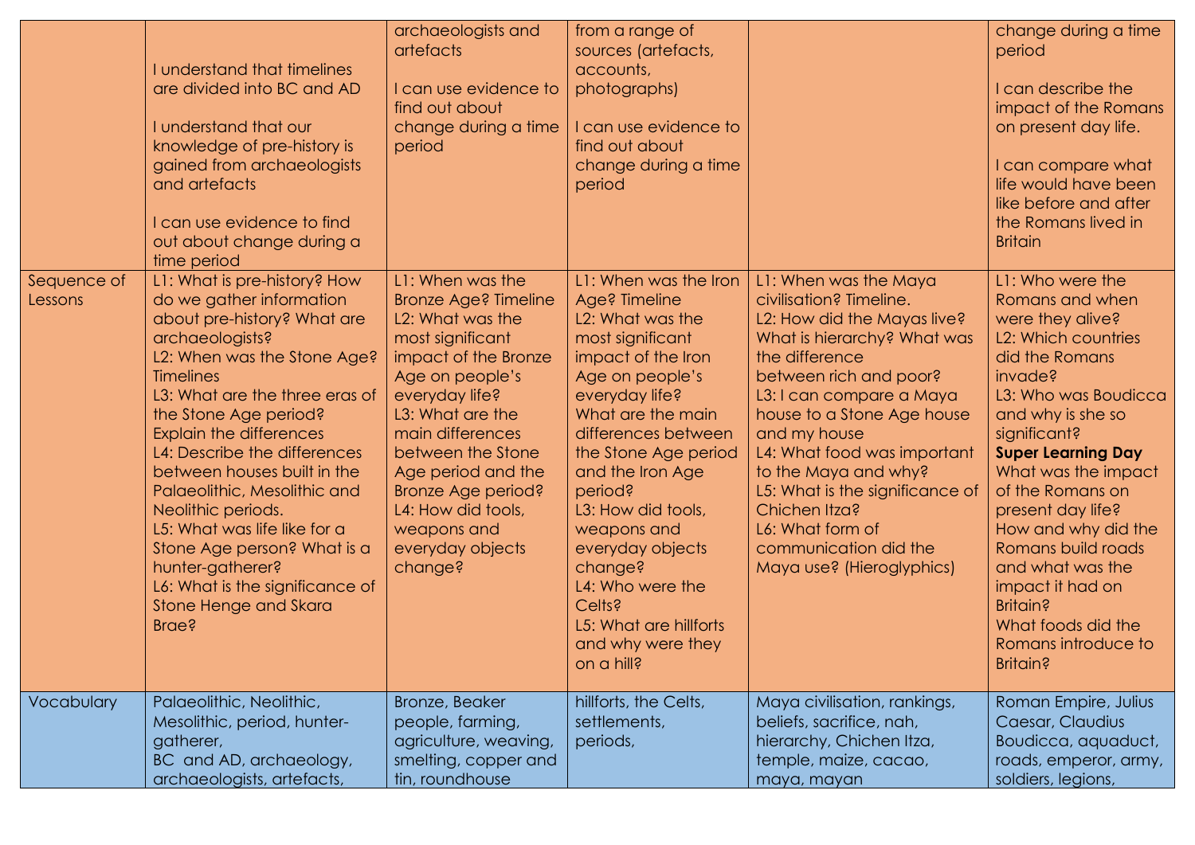| | | | | | |
|---|---|---|---|---|---|
| | I understand that timelines are divided into BC and AD<br><br>I understand that our knowledge of pre-history is gained from archaeologists and artefacts<br><br>I can use evidence to find out about change during a time period | archaeologists and artefacts<br><br>I can use evidence to find out about change during a time period | from a range of sources (artefacts, accounts, photographs)<br><br>I can use evidence to find out about change during a time period | | change during a time period<br><br>I can describe the impact of the Romans on present day life.<br><br>I can compare what life would have been like before and after the Romans lived in Britain |
| Sequence of Lessons | L1: What is pre-history? How do we gather information about pre-history? What are archaeologists?<br>L2: When was the Stone Age? Timelines<br>L3: What are the three eras of the Stone Age period? Explain the differences<br>L4: Describe the differences between houses built in the Palaeolithic, Mesolithic and Neolithic periods.<br>L5: What was life like for a Stone Age person? What is a hunter-gatherer?<br>L6: What is the significance of Stone Henge and Skara Brae? | L1: When was the Bronze Age? Timeline<br>L2: What was the most significant impact of the Bronze Age on people's everyday life?<br>L3: What are the main differences between the Stone Age period and the Bronze Age period?<br>L4: How did tools, weapons and everyday objects change? | L1: When was the Iron Age? Timeline<br>L2: What was the most significant impact of the Iron Age on people's everyday life?<br>What are the main differences between the Stone Age period and the Iron Age period?<br>L3: How did tools, weapons and everyday objects change?<br>L4: Who were the Celts?<br>L5: What are hillforts and why were they on a hill? | L1: When was the Maya civilisation? Timeline.<br>L2: How did the Mayas live? What is hierarchy? What was the difference between rich and poor?<br>L3: I can compare a Maya house to a Stone Age house and my house<br>L4: What food was important to the Maya and why?<br>L5: What is the significance of Chichen Itza?<br>L6: What form of communication did the Maya use? (Hieroglyphics) | L1: Who were the Romans and when were they alive?<br>L2: Which countries did the Romans invade?<br>L3: Who was Boudicca and why is she so significant?<br>**Super Learning Day**<br>What was the impact of the Romans on present day life?<br>How and why did the Romans build roads and what was the impact it had on Britain?<br>What foods did the Romans introduce to Britain? |
| Vocabulary | Palaeolithic, Neolithic, Mesolithic, period, hunter-gatherer,<br>BC and AD, archaeology, archaeologists, artefacts, | Bronze, Beaker people, farming, agriculture, weaving, smelting, copper and tin, roundhouse | hillforts, the Celts, settlements, periods, | Maya civilisation, rankings, beliefs, sacrifice, nah, hierarchy, Chichen Itza, temple, maize, cacao, maya, mayan | Roman Empire, Julius Caesar, Claudius Boudicca, aquaduct, roads, emperor, army, soldiers, legions, |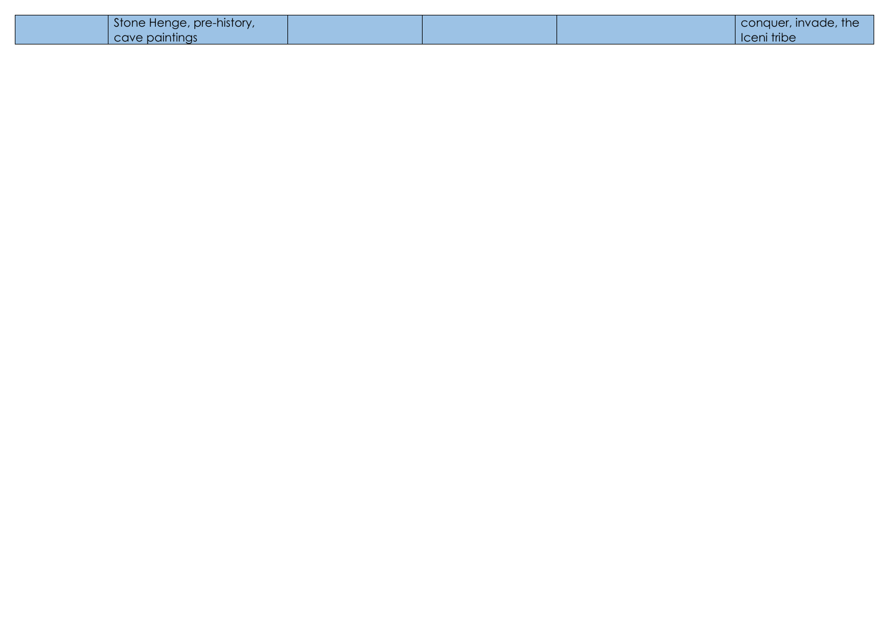| | | | | | |
|---|---|---|---|---|---|
| | Stone Henge, pre-history, cave paintings | | | | conquer, invade, the Iceni tribe |